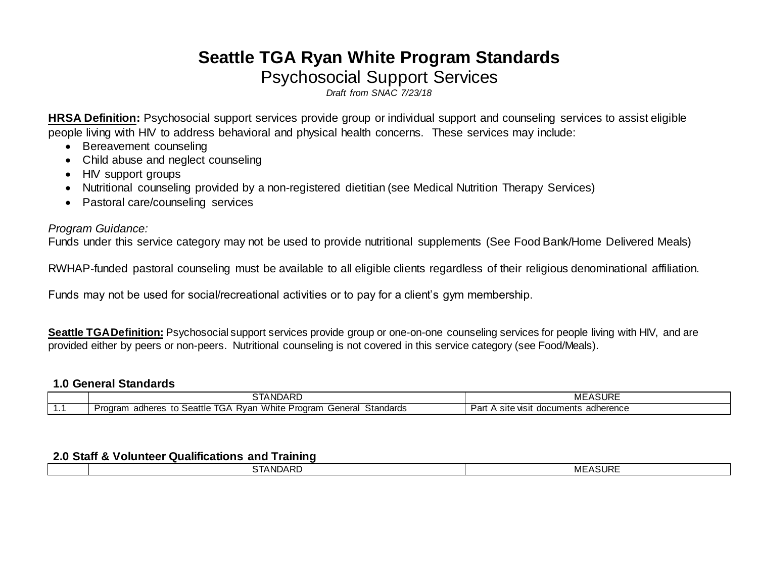# Seattle TGA Ryan White Program Standards

## Psychosocial Support Services

*Draft from SNAC 7/23/18*

**HRSA Definition:** Psychosocial support services provide group or individual support and counseling services to assist eligible people living with HIV to address behavioral and physical health concerns. These services may include:

- Bereavement counseling
- Child abuse and neglect counseling
- HIV support groups
- Nutritional counseling provided by a non-registered dietitian (see Medical Nutrition Therapy Services)
- Pastoral care/counseling services

*Program Guidance:*

Funds under this service category may not be used to provide nutritional supplements (See Food Bank/Home Delivered Meals)

RWHAP-funded pastoral counseling must be available to all eligible clients regardless of their religious denominational affiliation.

Funds may not be used for social/recreational activities or to pay for a client's gym membership.

**Seattle TGA Definition:** Psychosocial support services provide group or one-on-one counseling services for people living with HIV, and are provided either by peers or non-peers. Nutritional counseling is not covered in this service category (see Food/Meals).

### 1.0 General Standards

| | STANDARD | MEASURE |
|---|---|---|
| 1.1 | Program adheres to Seattle TGA Ryan White Program General Standards | Part A site visit documents adherence |

### 2.0 Staff & Volunteer Qualifications and Training

| | STANDARD | MEASURE |
|---|---|---|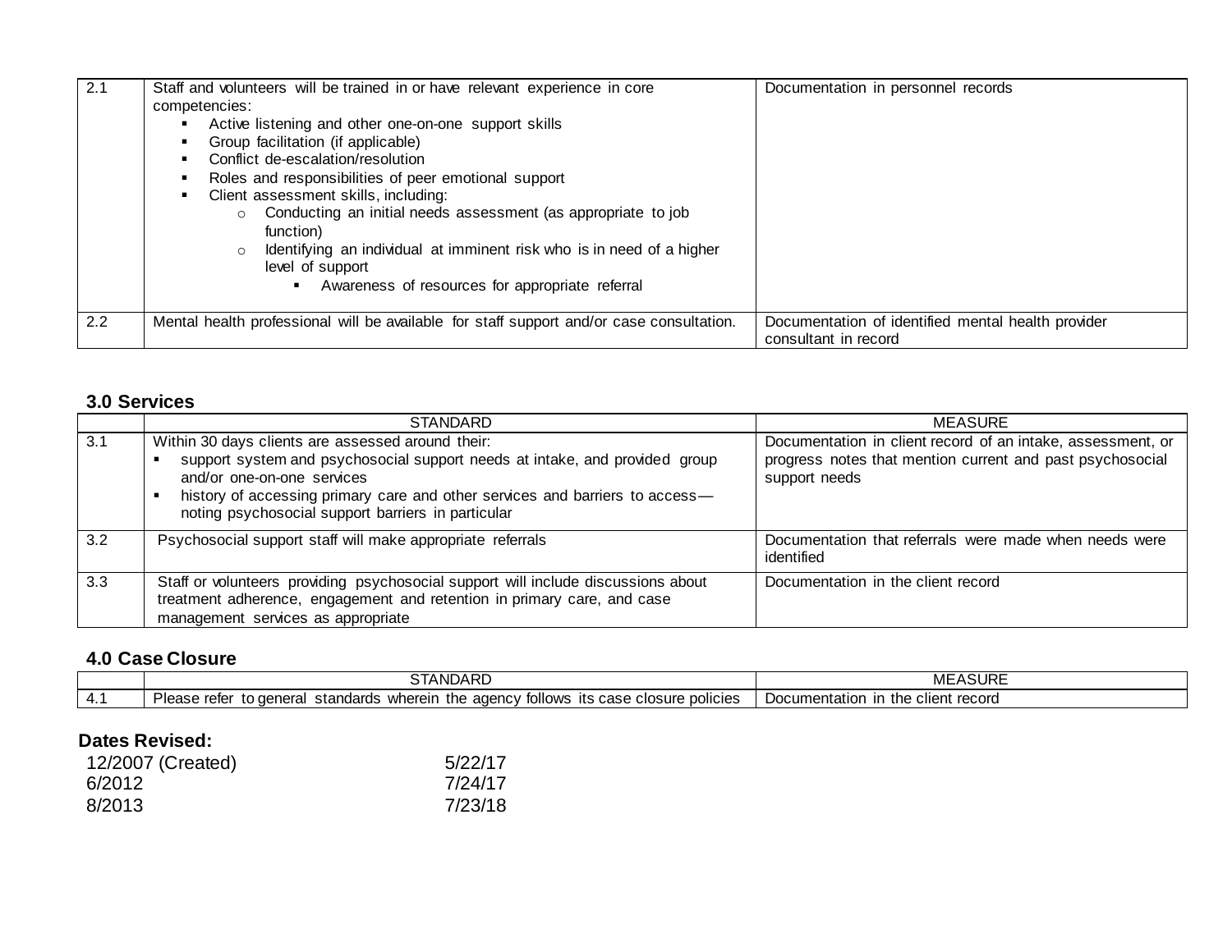| | | |
|---|---|---|
| 2.1 | Staff and volunteers will be trained in or have relevant experience in core competencies:<br>▪ Active listening and other one-on-one support skills<br>▪ Group facilitation (if applicable)<br>▪ Conflict de-escalation/resolution<br>▪ Roles and responsibilities of peer emotional support<br>▪ Client assessment skills, including:<br>  ○ Conducting an initial needs assessment (as appropriate to job function)<br>  ○ Identifying an individual at imminent risk who is in need of a higher level of support<br>    ▪ Awareness of resources for appropriate referral | Documentation in personnel records |
| 2.2 | Mental health professional will be available for staff support and/or case consultation. | Documentation of identified mental health provider consultant in record |

## 3.0 Services

| | STANDARD | MEASURE |
|---|---|---|
| 3.1 | Within 30 days clients are assessed around their:<br>▪ support system and psychosocial support needs at intake, and provided group and/or one-on-one services<br>▪ history of accessing primary care and other services and barriers to access—noting psychosocial support barriers in particular | Documentation in client record of an intake, assessment, or progress notes that mention current and past psychosocial support needs |
| 3.2 | Psychosocial support staff will make appropriate referrals | Documentation that referrals were made when needs were identified |
| 3.3 | Staff or volunteers providing psychosocial support will include discussions about treatment adherence, engagement and retention in primary care, and case management services as appropriate | Documentation in the client record |

## 4.0 Case Closure

| | STANDARD | MEASURE |
|---|---|---|
| 4.1 | Please refer to general standards wherein the agency follows its case closure policies | Documentation in the client record |

**Dates Revised:**

| | |
|---|---|
| 12/2007 (Created) | 5/22/17 |
| 6/2012 | 7/24/17 |
| 8/2013 | 7/23/18 |